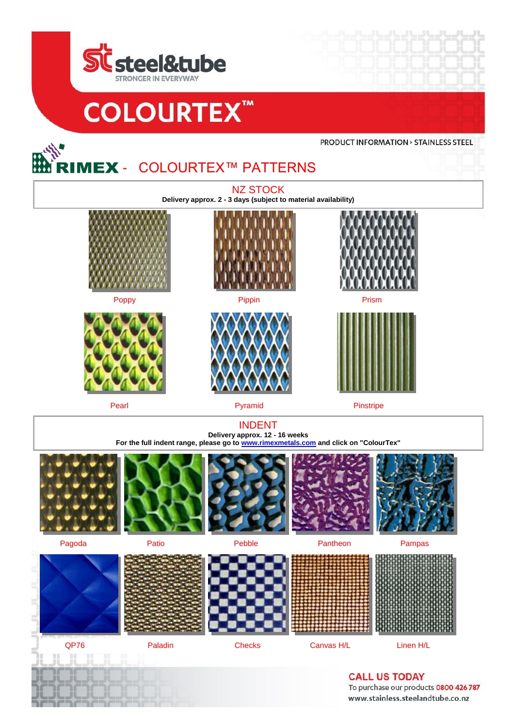steel&tube

STRONGER IN EVERYWAY

# COLOURTEX™

PRODUCT INFORMATION > STAINLESS STEEL

## RIMEX - COLOURTEX™ PATTERNS

### NZ STOCK

**Delivery approx. 2 - 3 days (subject to material availability)**

Poppy

Pippin

Prism

Pearl

Pyramid

Pinstripe

### INDENT

**Delivery approx. 12 - 16 weeks**

**For the full indent range, please go to www.rimexmetals.com and click on "ColourTex"**

Pagoda

Patio

Pebble

Pantheon

Pampas

QP76

Paladin

Checks

Canvas H/L

Linen H/L

**CALL US TODAY**

To purchase our products 0800 426 787

www.stainless.steelandtube.co.nz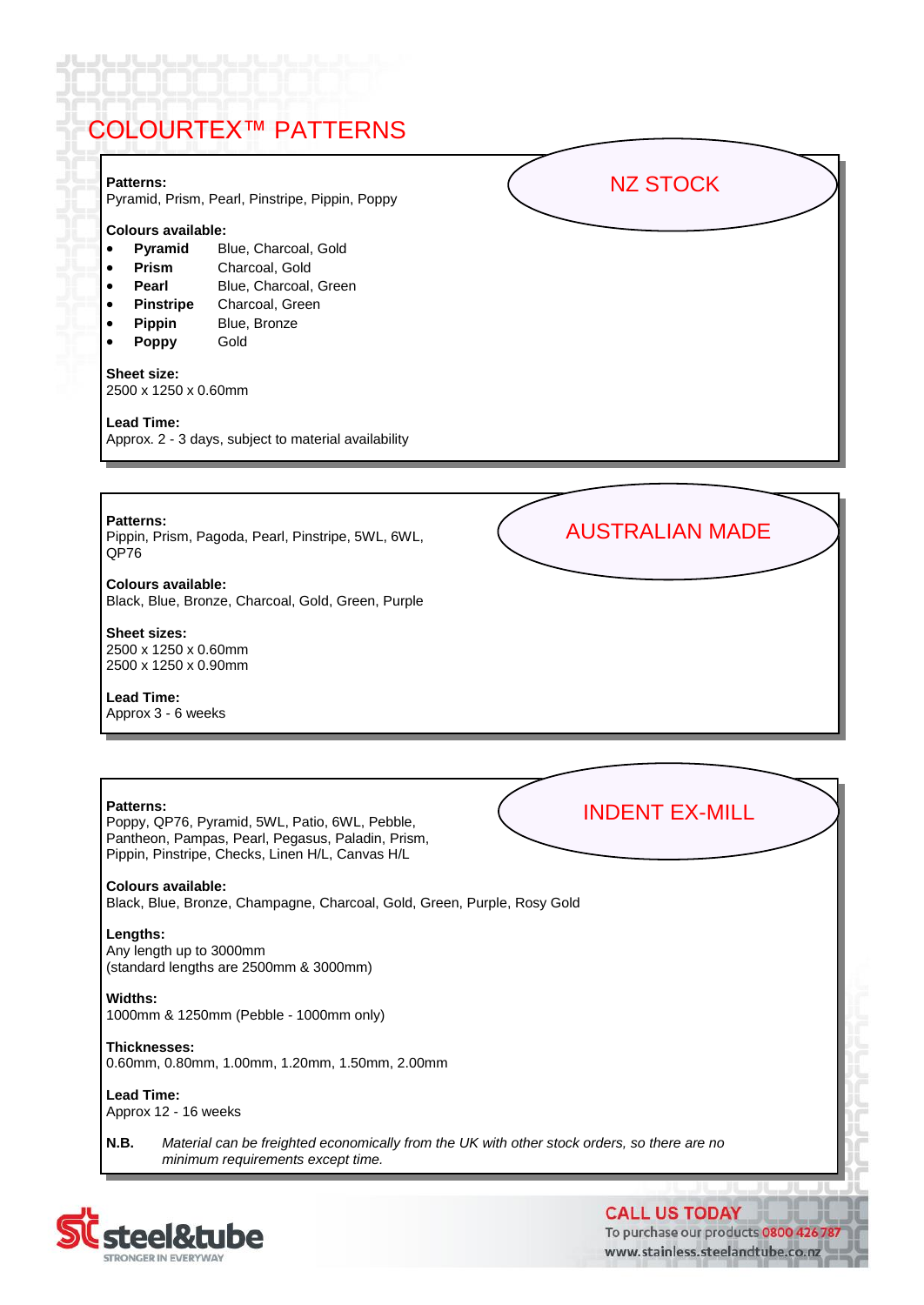# COLOURTEX™ PATTERNS

## NZ STOCK

**Patterns:**
Pyramid, Prism, Pearl, Pinstripe, Pippin, Poppy

**Colours available:**

- **Pyramid** Blue, Charcoal, Gold
- **Prism** Charcoal, Gold
- **Pearl** Blue, Charcoal, Green
- **Pinstripe** Charcoal, Green
- **Pippin** Blue, Bronze
- **Poppy** Gold

**Sheet size:**
2500 x 1250 x 0.60mm

**Lead Time:**
Approx. 2 - 3 days, subject to material availability

## AUSTRALIAN MADE

**Patterns:**
Pippin, Prism, Pagoda, Pearl, Pinstripe, 5WL, 6WL, QP76

**Colours available:**
Black, Blue, Bronze, Charcoal, Gold, Green, Purple

**Sheet sizes:**
2500 x 1250 x 0.60mm
2500 x 1250 x 0.90mm

**Lead Time:**
Approx 3 - 6 weeks

## INDENT EX-MILL

**Patterns:**
Poppy, QP76, Pyramid, 5WL, Patio, 6WL, Pebble, Pantheon, Pampas, Pearl, Pegasus, Paladin, Prism, Pippin, Pinstripe, Checks, Linen H/L, Canvas H/L

**Colours available:**
Black, Blue, Bronze, Champagne, Charcoal, Gold, Green, Purple, Rosy Gold

**Lengths:**
Any length up to 3000mm
(standard lengths are 2500mm & 3000mm)

**Widths:**
1000mm & 1250mm (Pebble - 1000mm only)

**Thicknesses:**
0.60mm, 0.80mm, 1.00mm, 1.20mm, 1.50mm, 2.00mm

**Lead Time:**
Approx 12 - 16 weeks

**N.B.** *Material can be freighted economically from the UK with other stock orders, so there are no minimum requirements except time.*

steel&tube
STRONGER IN EVERYWAY

CALL US TODAY
To purchase our products 0800 426 787
www.stainless.steelandtube.co.nz